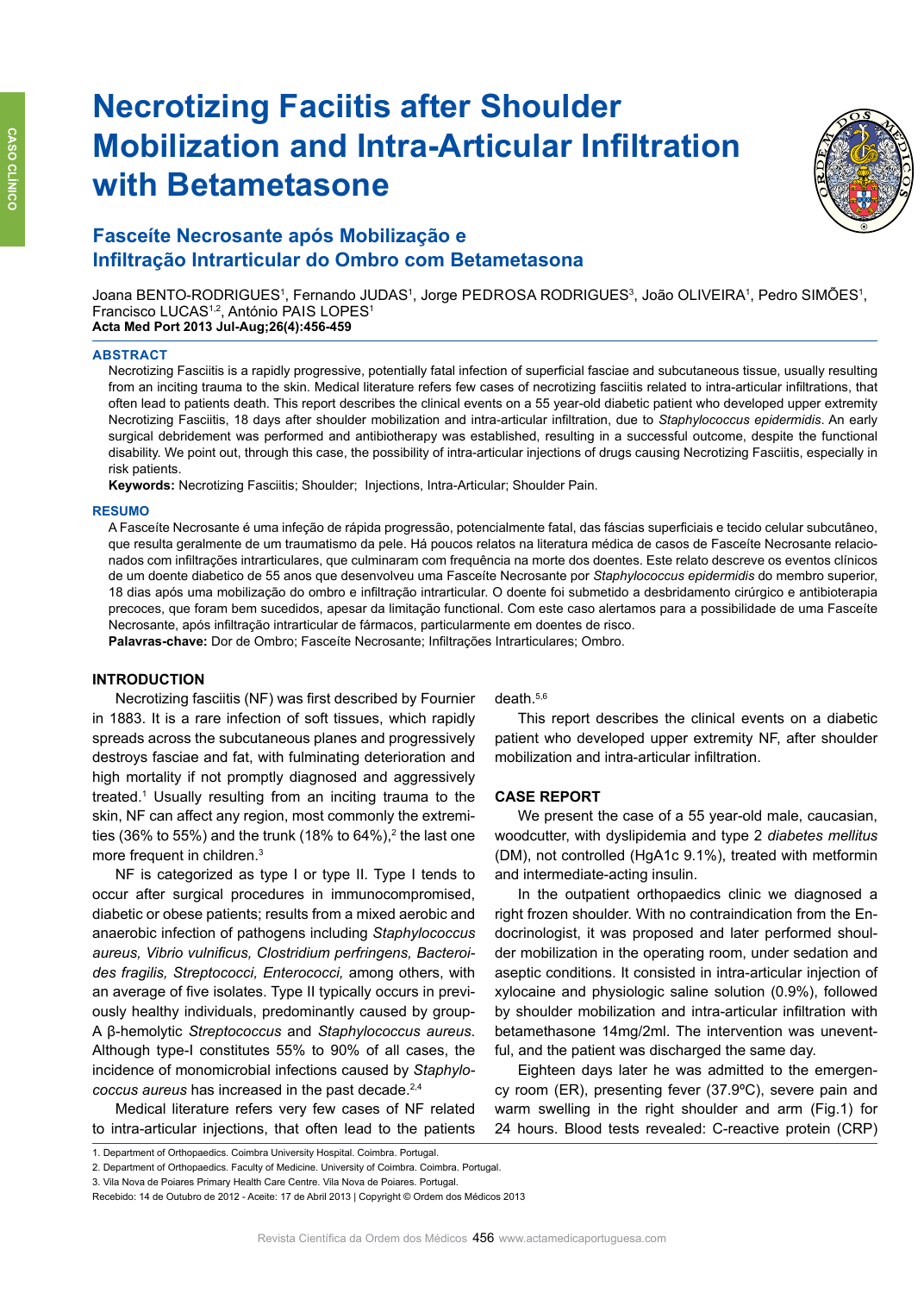# Necrotizing Faciitis after Shoulder Mobilization and Intra-Articular Infiltration with Betametasone

## Fasceíte Necrosante após Mobilização e Infiltração Intrarticular do Ombro com Betametasona

Joana BENTO-RODRIGUES[1], Fernando JUDAS[1], Jorge PEDROSA RODRIGUES[3], João OLIVEIRA[1], Pedro SIMÕES[1], Francisco LUCAS[1,2], António PAIS LOPES[1]

**Acta Med Port 2013 Jul-Aug;26(4):456-459**

### ABSTRACT

Necrotizing Fasciitis is a rapidly progressive, potentially fatal infection of superficial fasciae and subcutaneous tissue, usually resulting from an inciting trauma to the skin. Medical literature refers few cases of necrotizing fasciitis related to intra-articular infiltrations, that often lead to patients death. This report describes the clinical events on a 55 year-old diabetic patient who developed upper extremity Necrotizing Fasciitis, 18 days after shoulder mobilization and intra-articular infiltration, due to *Staphylococcus epidermidis*. An early surgical debridement was performed and antibiotherapy was established, resulting in a successful outcome, despite the functional disability. We point out, through this case, the possibility of intra-articular injections of drugs causing Necrotizing Fasciitis, especially in risk patients.

**Keywords:** Necrotizing Fasciitis; Shoulder; Injections, Intra-Articular; Shoulder Pain.

### RESUMO

A Fasceíte Necrosante é uma infeção de rápida progressão, potencialmente fatal, das fáscias superficiais e tecido celular subcutâneo, que resulta geralmente de um traumatismo da pele. Há poucos relatos na literatura médica de casos de Fasceíte Necrosante relacionados com infiltrações intrarticulares, que culminaram com frequência na morte dos doentes. Este relato descreve os eventos clínicos de um doente diabetico de 55 anos que desenvolveu uma Fasceíte Necrosante por *Staphylococcus epidermidis* do membro superior, 18 dias após uma mobilização do ombro e infiltração intrarticular. O doente foi submetido a desbridamento cirúrgico e antibioterapia precoces, que foram bem sucedidos, apesar da limitação functional. Com este caso alertamos para a possibilidade de uma Fasceíte Necrosante, após infiltração intrarticular de fármacos, particularmente em doentes de risco.

**Palavras-chave:** Dor de Ombro; Fasceíte Necrosante; Infiltrações Intrarticulares; Ombro.

### INTRODUCTION

Necrotizing fasciitis (NF) was first described by Fournier in 1883. It is a rare infection of soft tissues, which rapidly spreads across the subcutaneous planes and progressively destroys fasciae and fat, with fulminating deterioration and high mortality if not promptly diagnosed and aggressively treated.[1] Usually resulting from an inciting trauma to the skin, NF can affect any region, most commonly the extremities (36% to 55%) and the trunk (18% to 64%),[2] the last one more frequent in children.[3]

NF is categorized as type I or type II. Type I tends to occur after surgical procedures in immunocompromised, diabetic or obese patients; results from a mixed aerobic and anaerobic infection of pathogens including *Staphylococcus aureus, Vibrio vulnificus, Clostridium perfringens, Bacteroides fragilis, Streptococci, Enterococci,* among others, with an average of five isolates. Type II typically occurs in previously healthy individuals, predominantly caused by group-A β-hemolytic *Streptococcus* and *Staphylococcus aureus*. Although type-I constitutes 55% to 90% of all cases, the incidence of monomicrobial infections caused by *Staphylococcus aureus* has increased in the past decade.[2,4]

Medical literature refers very few cases of NF related to intra-articular injections, that often lead to the patients death.[5,6]

This report describes the clinical events on a diabetic patient who developed upper extremity NF, after shoulder mobilization and intra-articular infiltration.

### CASE REPORT

We present the case of a 55 year-old male, caucasian, woodcutter, with dyslipidemia and type 2 *diabetes mellitus* (DM), not controlled (HgA1c 9.1%), treated with metformin and intermediate-acting insulin.

In the outpatient orthopaedics clinic we diagnosed a right frozen shoulder. With no contraindication from the Endocrinologist, it was proposed and later performed shoulder mobilization in the operating room, under sedation and aseptic conditions. It consisted in intra-articular injection of xylocaine and physiologic saline solution (0.9%), followed by shoulder mobilization and intra-articular infiltration with betamethasone 14mg/2ml. The intervention was uneventful, and the patient was discharged the same day.

Eighteen days later he was admitted to the emergency room (ER), presenting fever (37.9ºC), severe pain and warm swelling in the right shoulder and arm (Fig.1) for 24 hours. Blood tests revealed: C-reactive protein (CRP)

---

1. Department of Orthopaedics. Coimbra University Hospital. Coimbra. Portugal.
2. Department of Orthopaedics. Faculty of Medicine. University of Coimbra. Coimbra. Portugal.
3. Vila Nova de Poiares Primary Health Care Centre. Vila Nova de Poiares. Portugal.

Recebido: 14 de Outubro de 2012 - Aceite: 17 de Abril 2013 | Copyright © Ordem dos Médicos 2013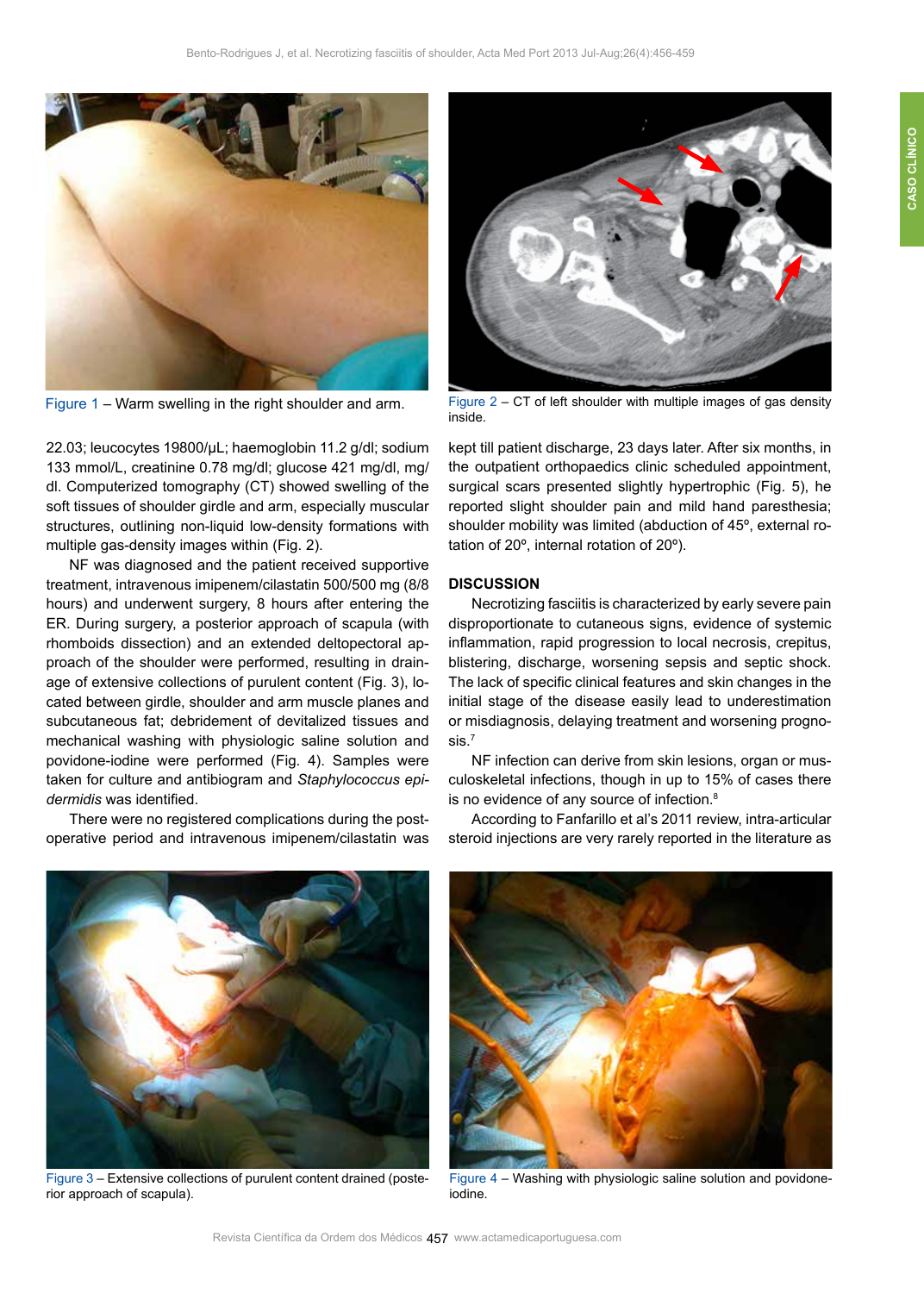Figure 1 – Warm swelling in the right shoulder and arm.

Figure 2 – CT of left shoulder with multiple images of gas density inside.

22.03; leucocytes 19800/μL; haemoglobin 11.2 g/dl; sodium 133 mmol/L, creatinine 0.78 mg/dl; glucose 421 mg/dl, mg/dl. Computerized tomography (CT) showed swelling of the soft tissues of shoulder girdle and arm, especially muscular structures, outlining non-liquid low-density formations with multiple gas-density images within (Fig. 2).

NF was diagnosed and the patient received supportive treatment, intravenous imipenem/cilastatin 500/500 mg (8/8 hours) and underwent surgery, 8 hours after entering the ER. During surgery, a posterior approach of scapula (with rhomboids dissection) and an extended deltopectoral approach of the shoulder were performed, resulting in drainage of extensive collections of purulent content (Fig. 3), located between girdle, shoulder and arm muscle planes and subcutaneous fat; debridement of devitalized tissues and mechanical washing with physiologic saline solution and povidone-iodine were performed (Fig. 4). Samples were taken for culture and antibiogram and *Staphylococcus epidermidis* was identified.

There were no registered complications during the postoperative period and intravenous imipenem/cilastatin was kept till patient discharge, 23 days later. After six months, in the outpatient orthopaedics clinic scheduled appointment, surgical scars presented slightly hypertrophic (Fig. 5), he reported slight shoulder pain and mild hand paresthesia; shoulder mobility was limited (abduction of 45º, external rotation of 20º, internal rotation of 20º).

## DISCUSSION

Necrotizing fasciitis is characterized by early severe pain disproportionate to cutaneous signs, evidence of systemic inflammation, rapid progression to local necrosis, crepitus, blistering, discharge, worsening sepsis and septic shock. The lack of specific clinical features and skin changes in the initial stage of the disease easily lead to underestimation or misdiagnosis, delaying treatment and worsening prognosis.[7]

NF infection can derive from skin lesions, organ or musculoskeletal infections, though in up to 15% of cases there is no evidence of any source of infection.[8]

According to Fanfarillo et al's 2011 review, intra-articular steroid injections are very rarely reported in the literature as

Figure 3 – Extensive collections of purulent content drained (posterior approach of scapula).

Figure 4 – Washing with physiologic saline solution and povidone-iodine.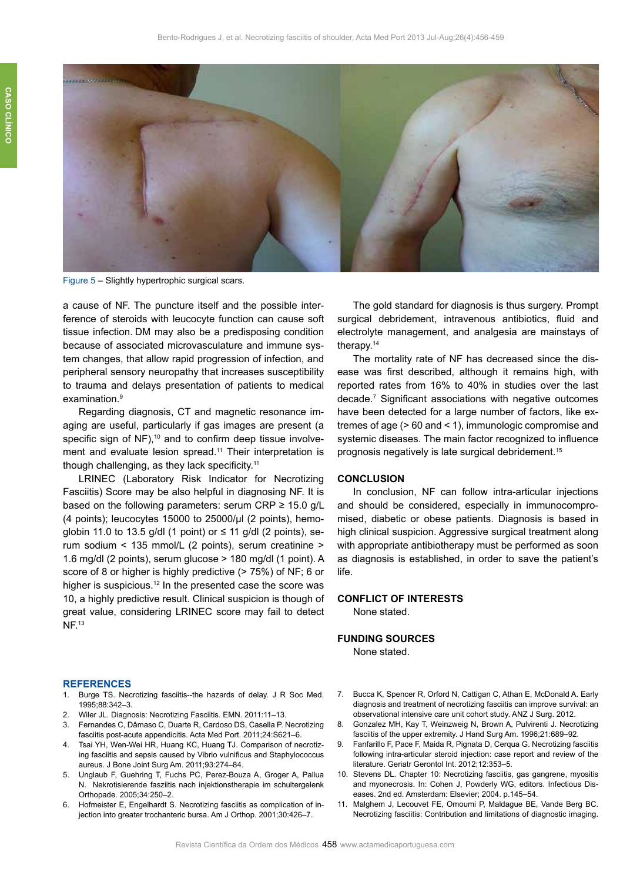Figure 5 – Slightly hypertrophic surgical scars.

a cause of NF. The puncture itself and the possible interference of steroids with leucocyte function can cause soft tissue infection. DM may also be a predisposing condition because of associated microvasculature and immune system changes, that allow rapid progression of infection, and peripheral sensory neuropathy that increases susceptibility to trauma and delays presentation of patients to medical examination.[9]

Regarding diagnosis, CT and magnetic resonance imaging are useful, particularly if gas images are present (a specific sign of NF),[10] and to confirm deep tissue involvement and evaluate lesion spread.[11] Their interpretation is though challenging, as they lack specificity.[11]

LRINEC (Laboratory Risk Indicator for Necrotizing Fasciitis) Score may be also helpful in diagnosing NF. It is based on the following parameters: serum CRP ≥ 15.0 g/L (4 points); leucocytes 15000 to 25000/µl (2 points), hemoglobin 11.0 to 13.5 g/dl (1 point) or ≤ 11 g/dl (2 points), serum sodium < 135 mmol/L (2 points), serum creatinine > 1.6 mg/dl (2 points), serum glucose > 180 mg/dl (1 point). A score of 8 or higher is highly predictive (> 75%) of NF; 6 or higher is suspicious.[12] In the presented case the score was 10, a highly predictive result. Clinical suspicion is though of great value, considering LRINEC score may fail to detect NF.[13]

The gold standard for diagnosis is thus surgery. Prompt surgical debridement, intravenous antibiotics, fluid and electrolyte management, and analgesia are mainstays of therapy.[14]

The mortality rate of NF has decreased since the disease was first described, although it remains high, with reported rates from 16% to 40% in studies over the last decade.[7] Significant associations with negative outcomes have been detected for a large number of factors, like extremes of age (> 60 and < 1), immunologic compromise and systemic diseases. The main factor recognized to influence prognosis negatively is late surgical debridement.[15]

## CONCLUSION

In conclusion, NF can follow intra-articular injections and should be considered, especially in immunocompromised, diabetic or obese patients. Diagnosis is based in high clinical suspicion. Aggressive surgical treatment along with appropriate antibiotherapy must be performed as soon as diagnosis is established, in order to save the patient's life.

## CONFLICT OF INTERESTS

None stated.

## FUNDING SOURCES

None stated.

## REFERENCES

1. Burge TS. Necrotizing fasciitis--the hazards of delay. J R Soc Med. 1995;88:342–3.
2. Wiler JL. Diagnosis: Necrotizing Fasciitis. EMN. 2011:11–13.
3. Fernandes C, Dâmaso C, Duarte R, Cardoso DS, Casella P. Necrotizing fasciitis post-acute appendicitis. Acta Med Port. 2011;24:S621–6.
4. Tsai YH, Wen-Wei HR, Huang KC, Huang TJ. Comparison of necrotizing fasciitis and sepsis caused by Vibrio vulnificus and Staphylococcus aureus. J Bone Joint Surg Am. 2011;93:274–84.
5. Unglaub F, Guehring T, Fuchs PC, Perez-Bouza A, Groger A, Pallua N. Nekrotisierende fasziitis nach injektionstherapie im schultergelenk Orthopade. 2005;34:250–2.
6. Hofmeister E, Engelhardt S. Necrotizing fasciitis as complication of injection into greater trochanteric bursa. Am J Orthop. 2001;30:426–7.
7. Bucca K, Spencer R, Orford N, Cattigan C, Athan E, McDonald A. Early diagnosis and treatment of necrotizing fasciitis can improve survival: an observational intensive care unit cohort study. ANZ J Surg. 2012.
8. Gonzalez MH, Kay T, Weinzweig N, Brown A, Pulvirenti J. Necrotizing fasciitis of the upper extremity. J Hand Surg Am. 1996;21:689–92.
9. Fanfarillo F, Pace F, Maida R, Pignata D, Cerqua G. Necrotizing fasciitis following intra-articular steroid injection: case report and review of the literature. Geriatr Gerontol Int. 2012;12:353–5.
10. Stevens DL. Chapter 10: Necrotizing fasciitis, gas gangrene, myositis and myonecrosis. In: Cohen J, Powderly WG, editors. Infectious Diseases. 2nd ed. Amsterdam: Elsevier; 2004. p.145–54.
11. Malghem J, Lecouvet FE, Omoumi P, Maldague BE, Vande Berg BC. Necrotizing fasciitis: Contribution and limitations of diagnostic imaging.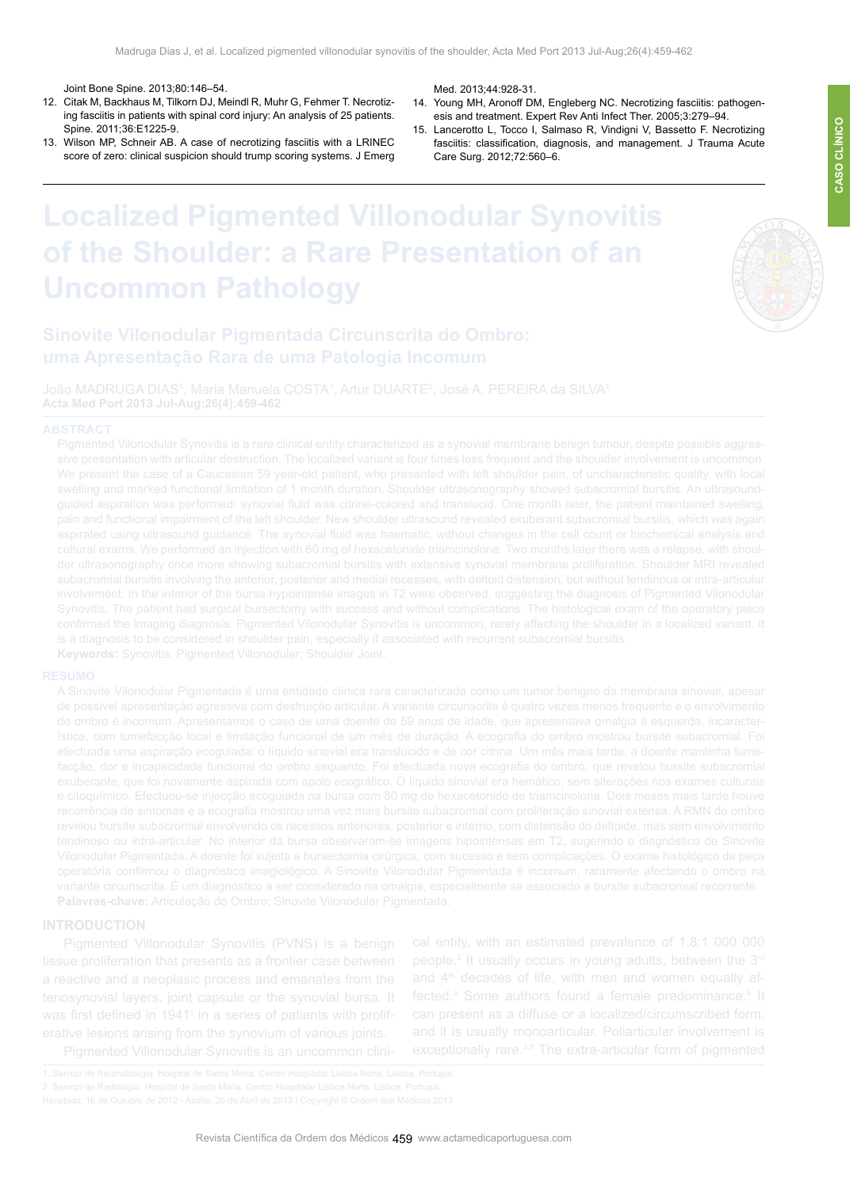Joint Bone Spine. 2013;80:146–54.

12. Citak M, Backhaus M, Tilkorn DJ, Meindl R, Muhr G, Fehmer T. Necrotizing fasciitis in patients with spinal cord injury: An analysis of 25 patients. Spine. 2011;36:E1225-9.
13. Wilson MP, Schneir AB. A case of necrotizing fasciitis with a LRINEC score of zero: clinical suspicion should trump scoring systems. J Emerg Med. 2013;44:928-31.
14. Young MH, Aronoff DM, Engleberg NC. Necrotizing fasciitis: pathogenesis and treatment. Expert Rev Anti Infect Ther. 2005;3:279–94.
15. Lancerotto L, Tocco I, Salmaso R, Vindigni V, Bassetto F. Necrotizing fasciitis: classification, diagnosis, and management. J Trauma Acute Care Surg. 2012;72:560–6.

CASO CLÍNICO

# Localized Pigmented Villonodular Synovitis of the Shoulder: a Rare Presentation of an Uncommon Pathology

## Sinovite Vilonodular Pigmentada Circunscrita do Ombro: uma Apresentação Rara de uma Patologia Incomum

João MADRUGA DIAS[1], Maria Manuela COSTA[1], Artur DUARTE[2], José A. PEREIRA da SILVA[1]

**Acta Med Port 2013 Jul-Aug;26(4):459-462**

### ABSTRACT

Pigmented Vilonodular Synovitis is a rare clinical entity characterized as a synovial membrane benign tumour, despite possible aggressive presentation with articular destruction. The localized variant is four times less frequent and the shoulder involvement is uncommon. We present the case of a Caucasian 59 year-old patient, who presented with left shoulder pain, of uncharacteristic quality, with local swelling and marked functional limitation of 1 month duration. Shoulder ultrasonography showed subacromial bursitis. An ultrasound-guided aspiration was performed: synovial fluid was citrine-colored and translucid. One month later, the patient maintained swelling, pain and functional impairment of the left shoulder. New shoulder ultrasound revealed exuberant subacromial bursitis, which was again aspirated using ultrasound guidance. The synovial fluid was haematic, without changes in the cell count or biochemical analysis and cultural exams. We performed an injection with 60 mg of hexacetonide triamcinolone. Two months later there was a relapse, with shoulder ultrasonography once more showing subacromial bursitis with extensive synovial membrane proliferation. Shoulder MRI revealed subacromial bursitis involving the anterior, posterior and medial recesses, with deltoid distension, but without tendinous or intra-articular involvement. In the interior of the bursa hypointense images in T2 were observed, suggesting the diagnosis of Pigmented Vilonodular Synovitis. The patient had surgical bursectomy with success and without complications. The histological exam of the operatory piece confirmed the imaging diagnosis. Pigmented Vilonodular Synovitis is uncommon, rarely affecting the shoulder in a localized variant. It is a diagnosis to be considered in shoulder pain, especially if associated with recurrent subacromial bursitis.

**Keywords:** Synovitis, Pigmented Villonodular; Shoulder Joint.

### RESUMO

A Sinovite Vilonodular Pigmentada é uma entidade clínica rara caracterizada como um tumor benigno da membrana sinovial, apesar de possível apresentação agressiva com destruição articular. A variante circunscrita é quatro vezes menos frequente e o envolvimento do ombro é incomum. Apresentamos o caso de uma doente de 59 anos de idade, que apresentava omalgia à esquerda, incaracterística, com tumefacção local e limitação funcional de um mês de duração. A ecografia do ombro mostrou bursite subacromial. Foi efectuada uma aspiração ecoguiada: o líquido sinovial era translúcido e de cor citrina. Um mês mais tarde, a doente mantinha tumefacção, dor e incapacidade funcional do ombro esquerdo. Foi efectuada nova ecografia do ombro, que revelou bursite subacromial exuberante, que foi novamente aspirada com apoio ecográfico. O líquido sinovial era hemático, sem alterações nos exames culturais e citoquímico. Efectuou-se injecção ecoguiada na bursa com 80 mg de hexacetonido de triamcinolona. Dois meses mais tarde houve recorrência de sintomas e a ecografia mostrou uma vez mais bursite subacromial com proliferação sinovial extensa. A RMN do ombro revelou bursite subacromial envolvendo os recessos anteriores, posterior e interno, com distensão do deltóide, mas sem envolvimento tendinoso ou intra-articular. No interior da bursa observaram-se imagens hipointensas em T2, sugerindo o diagnóstico de Sinovite Vilonodular Pigmentada. A doente foi sujeita a bursectomia cirúrgica, com sucesso e sem complicações. O exame histológico da peça operatória confirmou o diagnóstico imagiológico. A Sinovite Vilonodular Pigmentada é incomum, raramente afectando o ombro na variante circunscrita. É um diagnóstico a ser considerado na omalgia, especialmente se associado a bursite subacromial recorrente.

**Palavras-chave:** Articulação do Ombro; Sinovite Vilonodular Pigmentada.

### INTRODUCTION

Pigmented Villonodular Synovitis (PVNS) is a benign tissue proliferation that presents as a frontier case between a reactive and a neoplasic process and emanates from the tenosynovial layers, joint capsule or the synovial bursa. It was first defined in 1941[1] in a series of patients with proliferative lesions arising from the synovium of various joints.

Pigmented Villonodular Synovitis is an uncommon clinical entity, with an estimated prevalence of 1,8:1 000 000 people.[2] It usually occurs in young adults, between the 3rd and 4th decades of life, with men and women equally affected.[3] Some authors found a female predominance.[4] It can present as a diffuse or a localized/circumscribed form, and it is usually monoarticular. Poliarticular involvement is exceptionally rare.[3,5] The extra-articular form of pigmented

1. Serviço de Reumatologia. Hospital de Santa Maria. Centro Hospitalar Lisboa Norte. Lisboa. Portugal.
2. Serviço de Radiologia. Hospital de Santa Maria. Centro Hospitalar Lisboa Norte. Lisboa. Portugal.

Recebido: 16 de Outubro de 2012 - Aceite: 26 de Abril de 2013 | Copyright © Ordem dos Médicos 2013